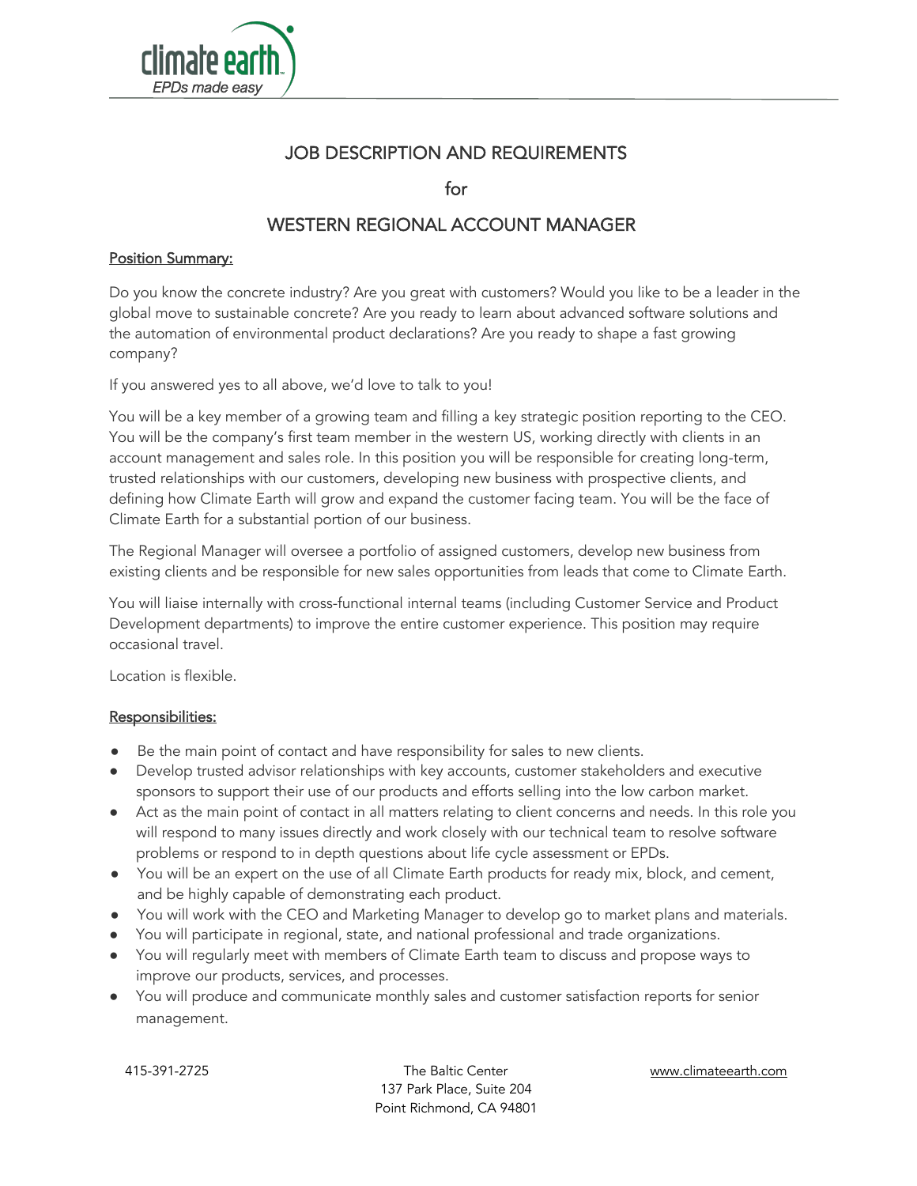# JOB DESCRIPTION AND REQUIREMENTS

for

# WESTERN REGIONAL ACCOUNT MANAGER

## Position Summary:

Do you know the concrete industry? Are you great with customers? Would you like to be a leader in the global move to sustainable concrete? Are you ready to learn about advanced software solutions and the automation of environmental product declarations? Are you ready to shape a fast growing company?

If you answered yes to all above, we'd love to talk to you!

You will be a key member of a growing team and filling a key strategic position reporting to the CEO. You will be the company's first team member in the western US, working directly with clients in an account management and sales role. In this position you will be responsible for creating long-term, trusted relationships with our customers, developing new business with prospective clients, and defining how Climate Earth will grow and expand the customer facing team. You will be the face of Climate Earth for a substantial portion of our business.

The Regional Manager will oversee a portfolio of assigned customers, develop new business from existing clients and be responsible for new sales opportunities from leads that come to Climate Earth.

You will liaise internally with cross-functional internal teams (including Customer Service and Product Development departments) to improve the entire customer experience. This position may require occasional travel.

Location is flexible.

## Responsibilities:

- Be the main point of contact and have responsibility for sales to new clients.
- Develop trusted advisor relationships with key accounts, customer stakeholders and executive sponsors to support their use of our products and efforts selling into the low carbon market.
- Act as the main point of contact in all matters relating to client concerns and needs. In this role you will respond to many issues directly and work closely with our technical team to resolve software problems or respond to in depth questions about life cycle assessment or EPDs.
- You will be an expert on the use of all Climate Earth products for ready mix, block, and cement, and be highly capable of demonstrating each product.
- You will work with the CEO and Marketing Manager to develop go to market plans and materials.
- You will participate in regional, state, and national professional and trade organizations.
- You will regularly meet with members of Climate Earth team to discuss and propose ways to improve our products, services, and processes.
- You will produce and communicate monthly sales and customer satisfaction reports for senior management.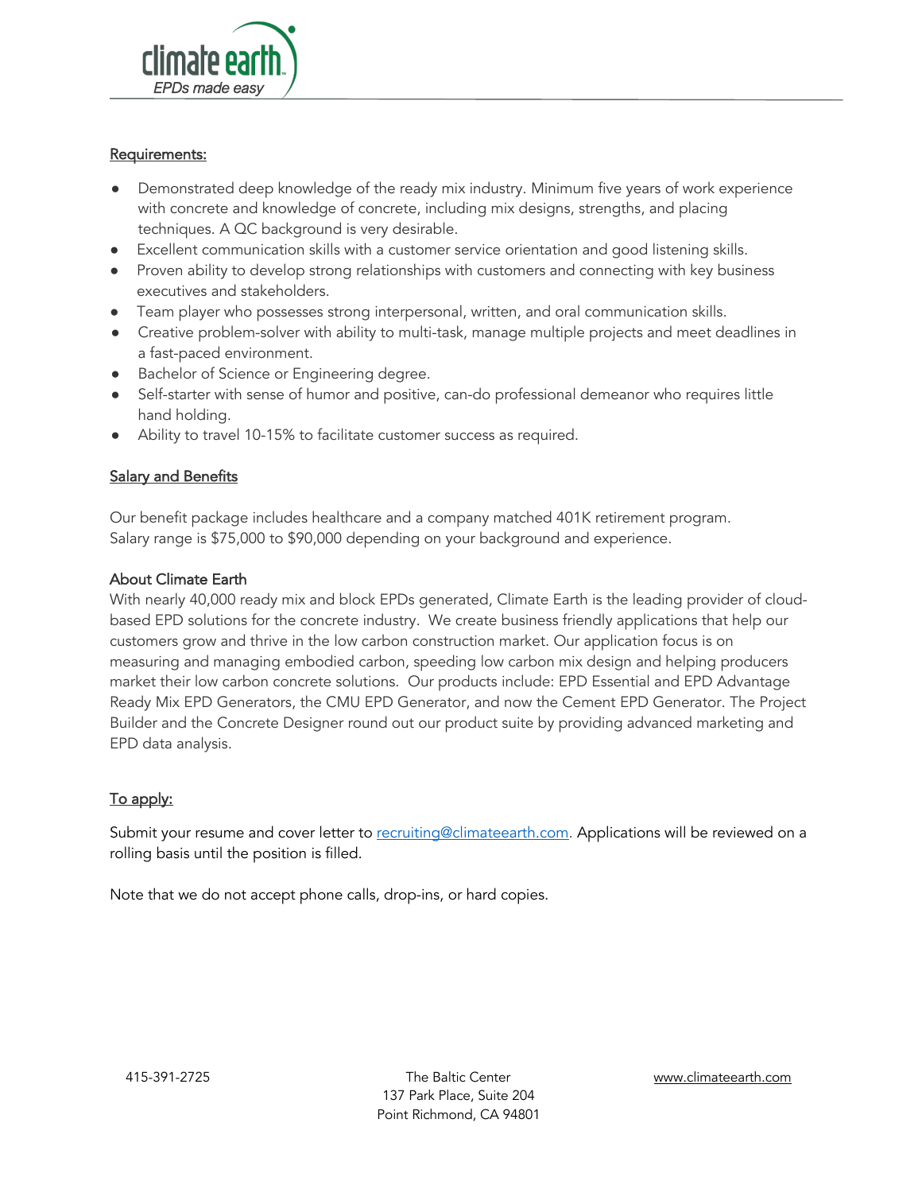## Requirements:

- Demonstrated deep knowledge of the ready mix industry. Minimum five years of work experience with concrete and knowledge of concrete, including mix designs, strengths, and placing techniques. A QC background is very desirable.
- Excellent communication skills with a customer service orientation and good listening skills.
- Proven ability to develop strong relationships with customers and connecting with key business executives and stakeholders.
- Team player who possesses strong interpersonal, written, and oral communication skills.
- Creative problem-solver with ability to multi-task, manage multiple projects and meet deadlines in a fast-paced environment.
- Bachelor of Science or Engineering degree.
- Self-starter with sense of humor and positive, can-do professional demeanor who requires little hand holding.
- Ability to travel 10-15% to facilitate customer success as required.

## Salary and Benefits

Our benefit package includes healthcare and a company matched 401K retirement program.
Salary range is $75,000 to $90,000 depending on your background and experience.

## About Climate Earth

With nearly 40,000 ready mix and block EPDs generated, Climate Earth is the leading provider of cloud-based EPD solutions for the concrete industry. We create business friendly applications that help our customers grow and thrive in the low carbon construction market. Our application focus is on measuring and managing embodied carbon, speeding low carbon mix design and helping producers market their low carbon concrete solutions. Our products include: EPD Essential and EPD Advantage Ready Mix EPD Generators, the CMU EPD Generator, and now the Cement EPD Generator. The Project Builder and the Concrete Designer round out our product suite by providing advanced marketing and EPD data analysis.

## To apply:

Submit your resume and cover letter to recruiting@climateearth.com. Applications will be reviewed on a rolling basis until the position is filled.

Note that we do not accept phone calls, drop-ins, or hard copies.

415-391-2725

The Baltic Center
137 Park Place, Suite 204
Point Richmond, CA 94801

www.climateearth.com